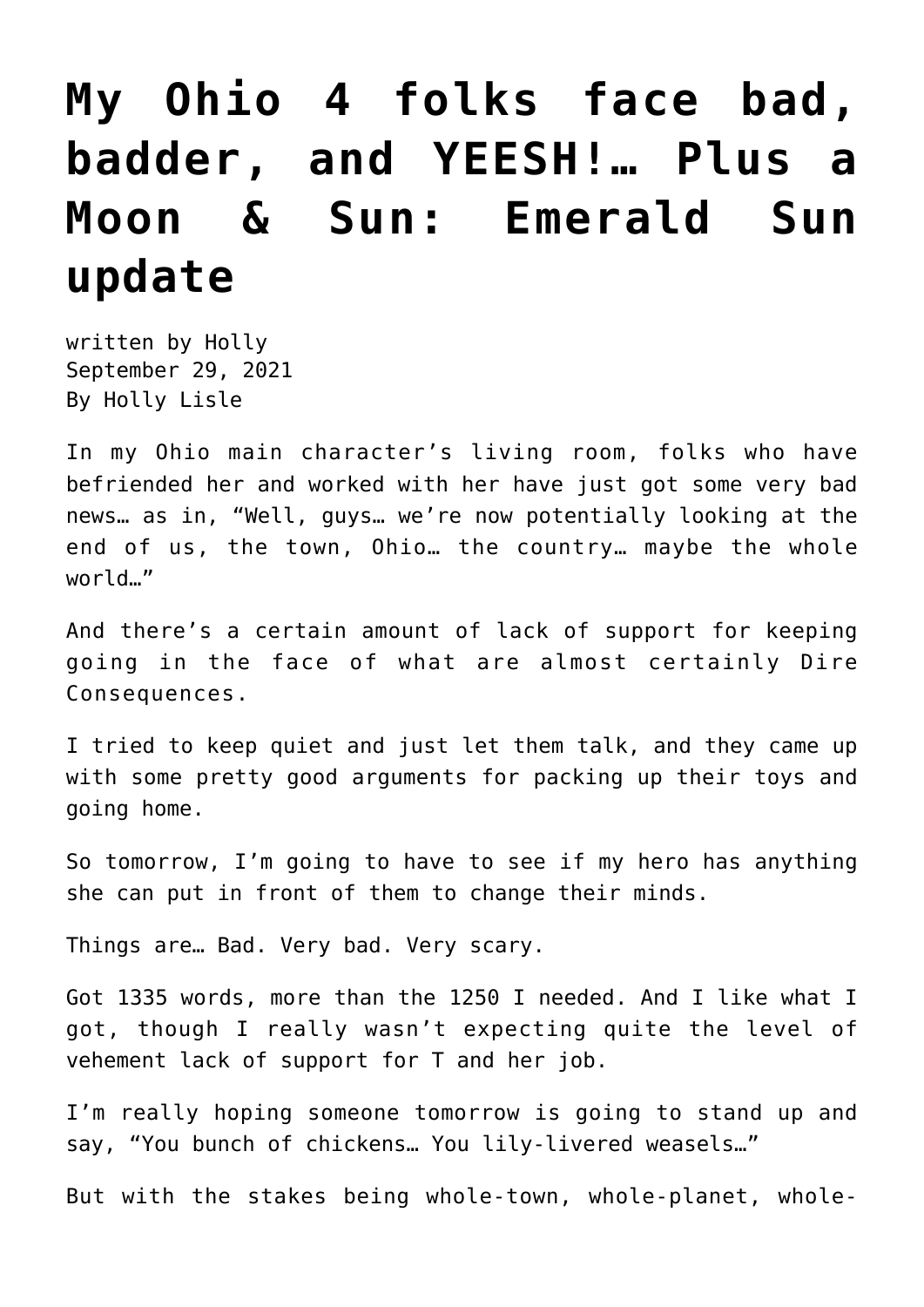# My Ohio 4 folks face bad, badder, and YEESH!… Plus a Moon & Sun: Emerald Sun update

written by Holly
September 29, 2021
By Holly Lisle

In my Ohio main character's living room, folks who have befriended her and worked with her have just got some very bad news… as in, "Well, guys… we're now potentially looking at the end of us, the town, Ohio… the country… maybe the whole world…"

And there's a certain amount of lack of support for keeping going in the face of what are almost certainly Dire Consequences.

I tried to keep quiet and just let them talk, and they came up with some pretty good arguments for packing up their toys and going home.

So tomorrow, I'm going to have to see if my hero has anything she can put in front of them to change their minds.

Things are… Bad. Very bad. Very scary.

Got 1335 words, more than the 1250 I needed. And I like what I got, though I really wasn't expecting quite the level of vehement lack of support for T and her job.

I'm really hoping someone tomorrow is going to stand up and say, "You bunch of chickens… You lily-livered weasels…"

But with the stakes being whole-town, whole-planet, whole-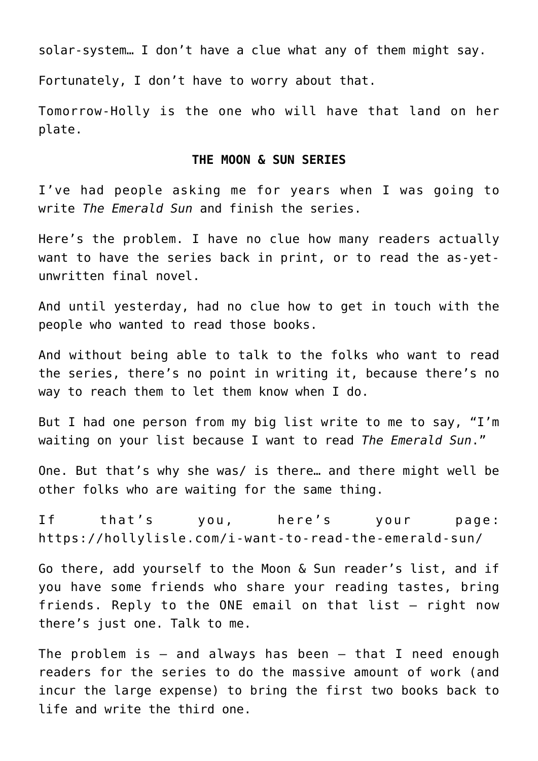solar-system… I don't have a clue what any of them might say.

Fortunately, I don't have to worry about that.

Tomorrow-Holly is the one who will have that land on her plate.

**THE MOON & SUN SERIES**

I've had people asking me for years when I was going to write *The Emerald Sun* and finish the series.

Here's the problem. I have no clue how many readers actually want to have the series back in print, or to read the as-yet-unwritten final novel.

And until yesterday, had no clue how to get in touch with the people who wanted to read those books.

And without being able to talk to the folks who want to read the series, there's no point in writing it, because there's no way to reach them to let them know when I do.

But I had one person from my big list write to me to say, "I'm waiting on your list because I want to read *The Emerald Sun*."

One. But that's why she was/ is there… and there might well be other folks who are waiting for the same thing.

If that's you, here's your page: https://hollylisle.com/i-want-to-read-the-emerald-sun/

Go there, add yourself to the Moon & Sun reader's list, and if you have some friends who share your reading tastes, bring friends. Reply to the ONE email on that list – right now there's just one. Talk to me.

The problem is – and always has been – that I need enough readers for the series to do the massive amount of work (and incur the large expense) to bring the first two books back to life and write the third one.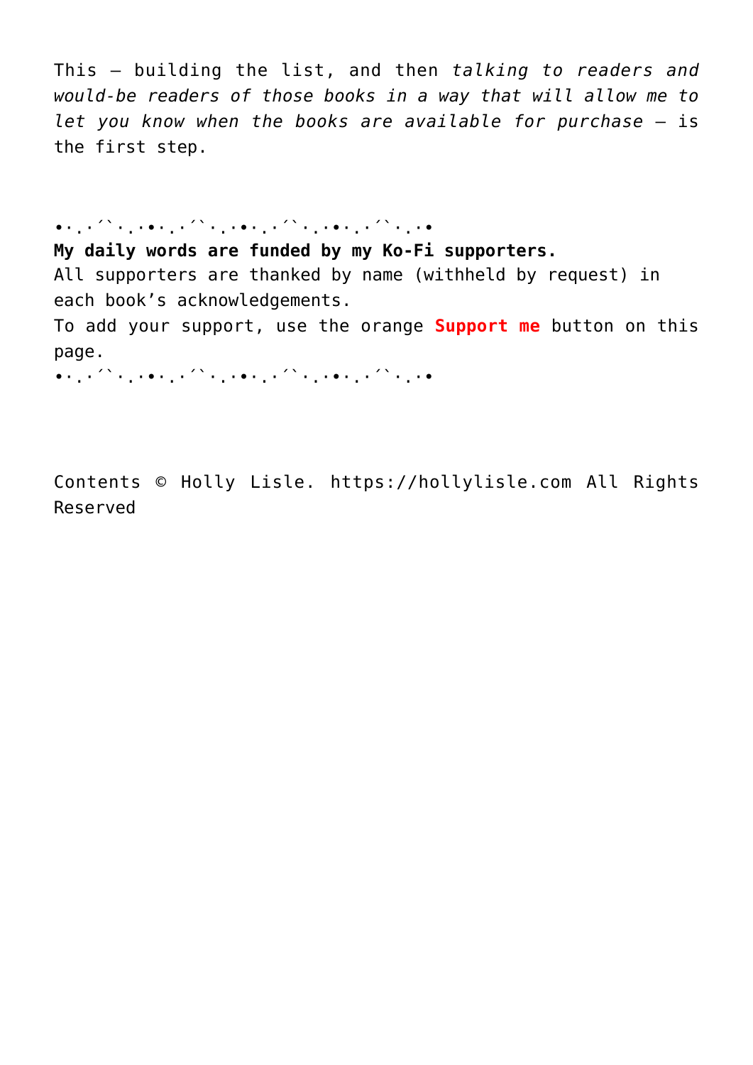This — building the list, and then *talking to readers and would-be readers of those books in a way that will allow me to let you know when the books are available for purchase* — is the first step.

•·.·´¯`·.·•·.·´¯`·.·•·.·´¯`·.·•·.·´¯`·.·•

**My daily words are funded by my Ko-Fi supporters.**
All supporters are thanked by name (withheld by request) in each book's acknowledgements.
To add your support, use the orange **Support me** button on this page.

•·.·´¯`·.·•·.·´¯`·.·•·.·´¯`·.·•·.·´¯`·.·•

Contents © Holly Lisle. https://hollylisle.com All Rights Reserved